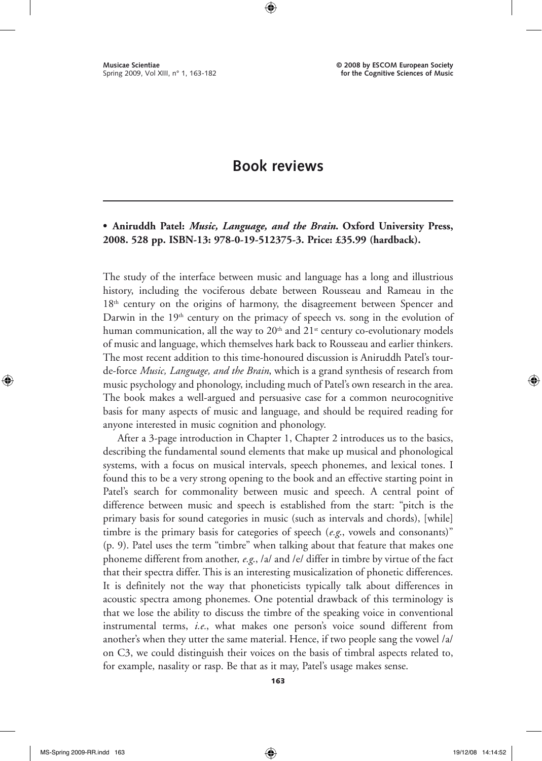# Book reviews

- **Aniruddh Patel: *Music, Language, and the Brain*. Oxford University Press, 2008. 528 pp. ISBN-13: 978-0-19-512375-3. Price: £35.99 (hardback).**

The study of the interface between music and language has a long and illustrious history, including the vociferous debate between Rousseau and Rameau in the 18th century on the origins of harmony, the disagreement between Spencer and Darwin in the 19th century on the primacy of speech vs. song in the evolution of human communication, all the way to 20th and 21st century co-evolutionary models of music and language, which themselves hark back to Rousseau and earlier thinkers. The most recent addition to this time-honoured discussion is Aniruddh Patel's tour-de-force *Music, Language, and the Brain*, which is a grand synthesis of research from music psychology and phonology, including much of Patel's own research in the area. The book makes a well-argued and persuasive case for a common neurocognitive basis for many aspects of music and language, and should be required reading for anyone interested in music cognition and phonology.

After a 3-page introduction in Chapter 1, Chapter 2 introduces us to the basics, describing the fundamental sound elements that make up musical and phonological systems, with a focus on musical intervals, speech phonemes, and lexical tones. I found this to be a very strong opening to the book and an effective starting point in Patel's search for commonality between music and speech. A central point of difference between music and speech is established from the start: "pitch is the primary basis for sound categories in music (such as intervals and chords), [while] timbre is the primary basis for categories of speech (*e.g.*, vowels and consonants)" (p. 9). Patel uses the term "timbre" when talking about that feature that makes one phoneme different from another, *e.g.*, /a/ and /e/ differ in timbre by virtue of the fact that their spectra differ. This is an interesting musicalization of phonetic differences. It is definitely not the way that phoneticists typically talk about differences in acoustic spectra among phonemes. One potential drawback of this terminology is that we lose the ability to discuss the timbre of the speaking voice in conventional instrumental terms, *i.e.*, what makes one person's voice sound different from another's when they utter the same material. Hence, if two people sang the vowel /a/ on C3, we could distinguish their voices on the basis of timbral aspects related to, for example, nasality or rasp. Be that as it may, Patel's usage makes sense.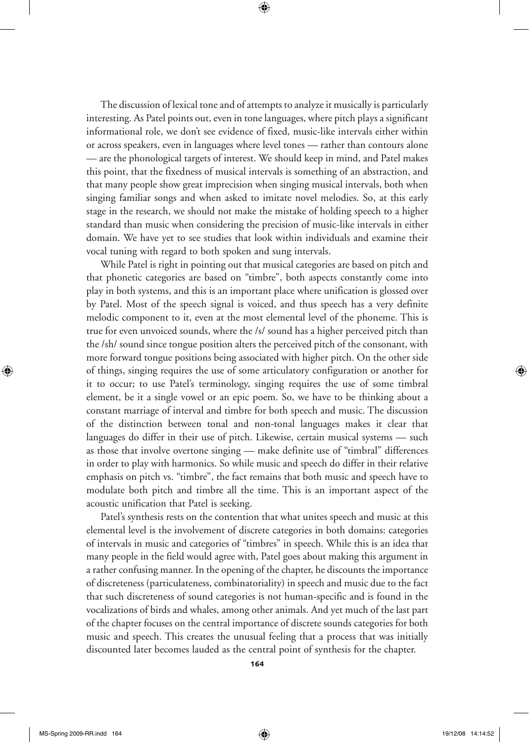The discussion of lexical tone and of attempts to analyze it musically is particularly interesting. As Patel points out, even in tone languages, where pitch plays a significant informational role, we don't see evidence of fixed, music-like intervals either within or across speakers, even in languages where level tones — rather than contours alone — are the phonological targets of interest. We should keep in mind, and Patel makes this point, that the fixedness of musical intervals is something of an abstraction, and that many people show great imprecision when singing musical intervals, both when singing familiar songs and when asked to imitate novel melodies. So, at this early stage in the research, we should not make the mistake of holding speech to a higher standard than music when considering the precision of music-like intervals in either domain. We have yet to see studies that look within individuals and examine their vocal tuning with regard to both spoken and sung intervals.

While Patel is right in pointing out that musical categories are based on pitch and that phonetic categories are based on "timbre", both aspects constantly come into play in both systems, and this is an important place where unification is glossed over by Patel. Most of the speech signal is voiced, and thus speech has a very definite melodic component to it, even at the most elemental level of the phoneme. This is true for even unvoiced sounds, where the /s/ sound has a higher perceived pitch than the /sh/ sound since tongue position alters the perceived pitch of the consonant, with more forward tongue positions being associated with higher pitch. On the other side of things, singing requires the use of some articulatory configuration or another for it to occur; to use Patel's terminology, singing requires the use of some timbral element, be it a single vowel or an epic poem. So, we have to be thinking about a constant marriage of interval and timbre for both speech and music. The discussion of the distinction between tonal and non-tonal languages makes it clear that languages do differ in their use of pitch. Likewise, certain musical systems — such as those that involve overtone singing — make definite use of "timbral" differences in order to play with harmonics. So while music and speech do differ in their relative emphasis on pitch vs. "timbre", the fact remains that both music and speech have to modulate both pitch and timbre all the time. This is an important aspect of the acoustic unification that Patel is seeking.

Patel's synthesis rests on the contention that what unites speech and music at this elemental level is the involvement of discrete categories in both domains: categories of intervals in music and categories of "timbres" in speech. While this is an idea that many people in the field would agree with, Patel goes about making this argument in a rather confusing manner. In the opening of the chapter, he discounts the importance of discreteness (particulateness, combinatoriality) in speech and music due to the fact that such discreteness of sound categories is not human-specific and is found in the vocalizations of birds and whales, among other animals. And yet much of the last part of the chapter focuses on the central importance of discrete sounds categories for both music and speech. This creates the unusual feeling that a process that was initially discounted later becomes lauded as the central point of synthesis for the chapter.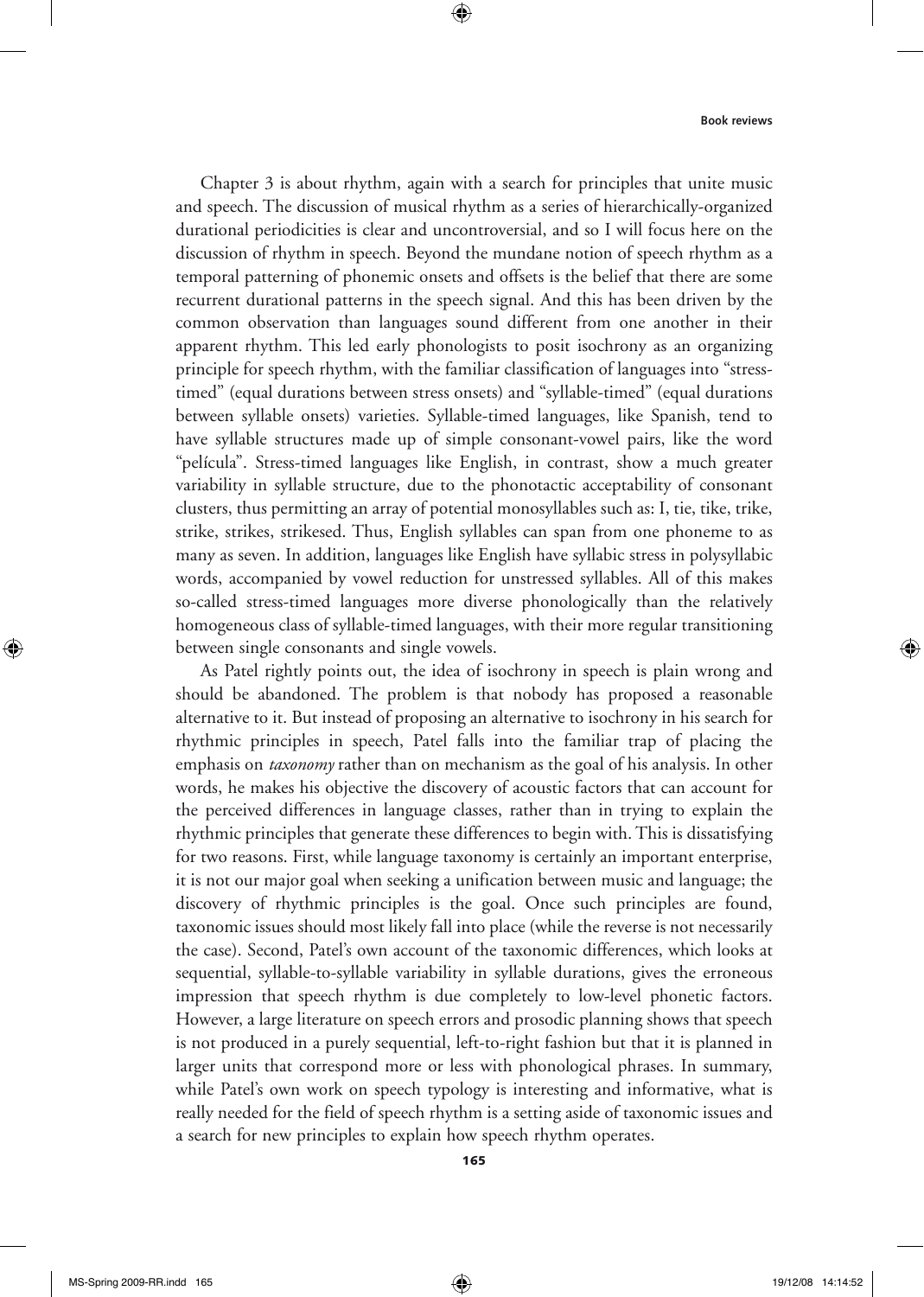Chapter 3 is about rhythm, again with a search for principles that unite music and speech. The discussion of musical rhythm as a series of hierarchically-organized durational periodicities is clear and uncontroversial, and so I will focus here on the discussion of rhythm in speech. Beyond the mundane notion of speech rhythm as a temporal patterning of phonemic onsets and offsets is the belief that there are some recurrent durational patterns in the speech signal. And this has been driven by the common observation than languages sound different from one another in their apparent rhythm. This led early phonologists to posit isochrony as an organizing principle for speech rhythm, with the familiar classification of languages into "stress-timed" (equal durations between stress onsets) and "syllable-timed" (equal durations between syllable onsets) varieties. Syllable-timed languages, like Spanish, tend to have syllable structures made up of simple consonant-vowel pairs, like the word "película". Stress-timed languages like English, in contrast, show a much greater variability in syllable structure, due to the phonotactic acceptability of consonant clusters, thus permitting an array of potential monosyllables such as: I, tie, tike, trike, strike, strikes, strikesed. Thus, English syllables can span from one phoneme to as many as seven. In addition, languages like English have syllabic stress in polysyllabic words, accompanied by vowel reduction for unstressed syllables. All of this makes so-called stress-timed languages more diverse phonologically than the relatively homogeneous class of syllable-timed languages, with their more regular transitioning between single consonants and single vowels.

As Patel rightly points out, the idea of isochrony in speech is plain wrong and should be abandoned. The problem is that nobody has proposed a reasonable alternative to it. But instead of proposing an alternative to isochrony in his search for rhythmic principles in speech, Patel falls into the familiar trap of placing the emphasis on *taxonomy* rather than on mechanism as the goal of his analysis. In other words, he makes his objective the discovery of acoustic factors that can account for the perceived differences in language classes, rather than in trying to explain the rhythmic principles that generate these differences to begin with. This is dissatisfying for two reasons. First, while language taxonomy is certainly an important enterprise, it is not our major goal when seeking a unification between music and language; the discovery of rhythmic principles is the goal. Once such principles are found, taxonomic issues should most likely fall into place (while the reverse is not necessarily the case). Second, Patel's own account of the taxonomic differences, which looks at sequential, syllable-to-syllable variability in syllable durations, gives the erroneous impression that speech rhythm is due completely to low-level phonetic factors. However, a large literature on speech errors and prosodic planning shows that speech is not produced in a purely sequential, left-to-right fashion but that it is planned in larger units that correspond more or less with phonological phrases. In summary, while Patel's own work on speech typology is interesting and informative, what is really needed for the field of speech rhythm is a setting aside of taxonomic issues and a search for new principles to explain how speech rhythm operates.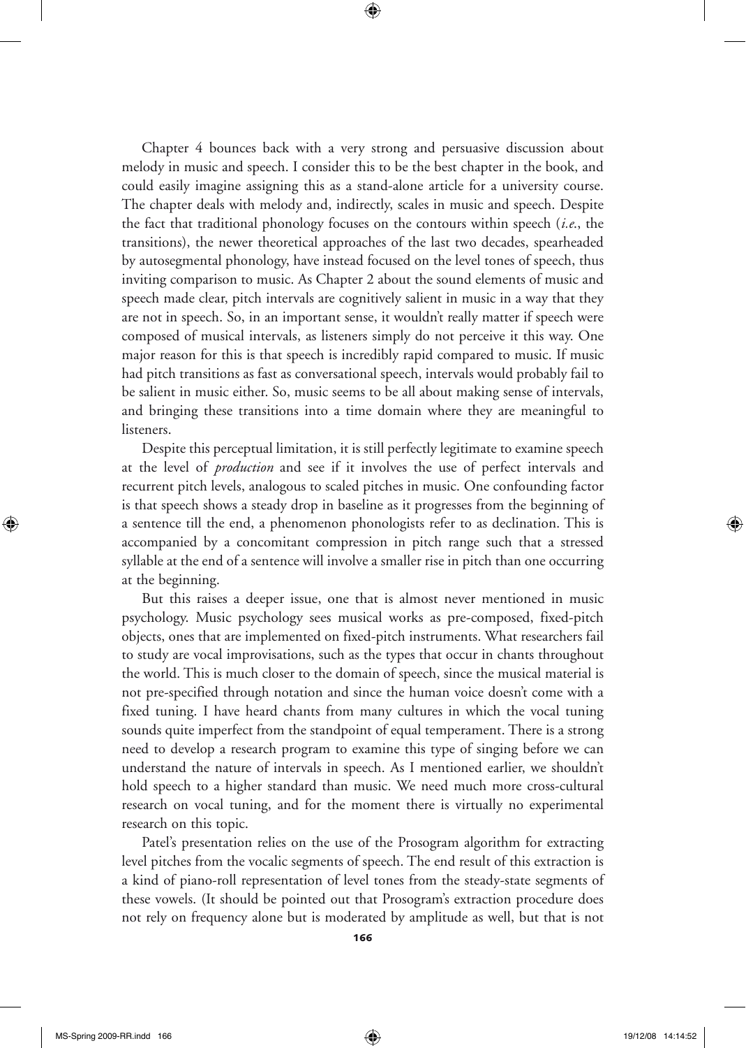Chapter 4 bounces back with a very strong and persuasive discussion about melody in music and speech. I consider this to be the best chapter in the book, and could easily imagine assigning this as a stand-alone article for a university course. The chapter deals with melody and, indirectly, scales in music and speech. Despite the fact that traditional phonology focuses on the contours within speech (*i.e.*, the transitions), the newer theoretical approaches of the last two decades, spearheaded by autosegmental phonology, have instead focused on the level tones of speech, thus inviting comparison to music. As Chapter 2 about the sound elements of music and speech made clear, pitch intervals are cognitively salient in music in a way that they are not in speech. So, in an important sense, it wouldn't really matter if speech were composed of musical intervals, as listeners simply do not perceive it this way. One major reason for this is that speech is incredibly rapid compared to music. If music had pitch transitions as fast as conversational speech, intervals would probably fail to be salient in music either. So, music seems to be all about making sense of intervals, and bringing these transitions into a time domain where they are meaningful to listeners.

Despite this perceptual limitation, it is still perfectly legitimate to examine speech at the level of *production* and see if it involves the use of perfect intervals and recurrent pitch levels, analogous to scaled pitches in music. One confounding factor is that speech shows a steady drop in baseline as it progresses from the beginning of a sentence till the end, a phenomenon phonologists refer to as declination. This is accompanied by a concomitant compression in pitch range such that a stressed syllable at the end of a sentence will involve a smaller rise in pitch than one occurring at the beginning.

But this raises a deeper issue, one that is almost never mentioned in music psychology. Music psychology sees musical works as pre-composed, fixed-pitch objects, ones that are implemented on fixed-pitch instruments. What researchers fail to study are vocal improvisations, such as the types that occur in chants throughout the world. This is much closer to the domain of speech, since the musical material is not pre-specified through notation and since the human voice doesn't come with a fixed tuning. I have heard chants from many cultures in which the vocal tuning sounds quite imperfect from the standpoint of equal temperament. There is a strong need to develop a research program to examine this type of singing before we can understand the nature of intervals in speech. As I mentioned earlier, we shouldn't hold speech to a higher standard than music. We need much more cross-cultural research on vocal tuning, and for the moment there is virtually no experimental research on this topic.

Patel's presentation relies on the use of the Prosogram algorithm for extracting level pitches from the vocalic segments of speech. The end result of this extraction is a kind of piano-roll representation of level tones from the steady-state segments of these vowels. (It should be pointed out that Prosogram's extraction procedure does not rely on frequency alone but is moderated by amplitude as well, but that is not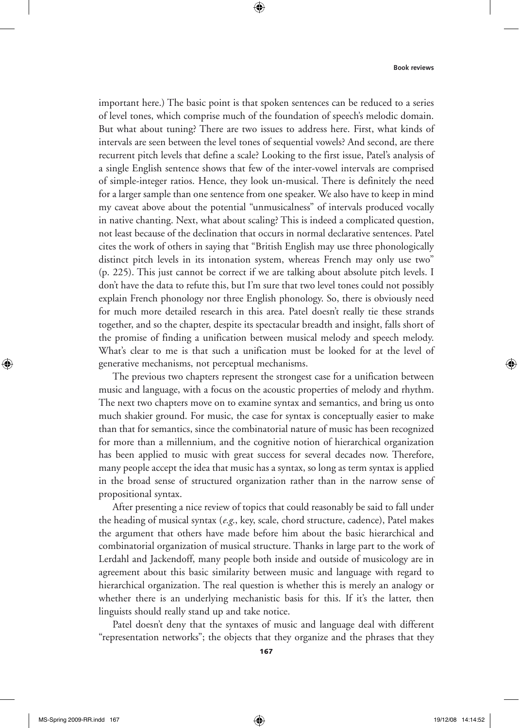important here.) The basic point is that spoken sentences can be reduced to a series of level tones, which comprise much of the foundation of speech's melodic domain. But what about tuning? There are two issues to address here. First, what kinds of intervals are seen between the level tones of sequential vowels? And second, are there recurrent pitch levels that define a scale? Looking to the first issue, Patel's analysis of a single English sentence shows that few of the inter-vowel intervals are comprised of simple-integer ratios. Hence, they look un-musical. There is definitely the need for a larger sample than one sentence from one speaker. We also have to keep in mind my caveat above about the potential "unmusicalness" of intervals produced vocally in native chanting. Next, what about scaling? This is indeed a complicated question, not least because of the declination that occurs in normal declarative sentences. Patel cites the work of others in saying that "British English may use three phonologically distinct pitch levels in its intonation system, whereas French may only use two" (p. 225). This just cannot be correct if we are talking about absolute pitch levels. I don't have the data to refute this, but I'm sure that two level tones could not possibly explain French phonology nor three English phonology. So, there is obviously need for much more detailed research in this area. Patel doesn't really tie these strands together, and so the chapter, despite its spectacular breadth and insight, falls short of the promise of finding a unification between musical melody and speech melody. What's clear to me is that such a unification must be looked for at the level of generative mechanisms, not perceptual mechanisms.

The previous two chapters represent the strongest case for a unification between music and language, with a focus on the acoustic properties of melody and rhythm. The next two chapters move on to examine syntax and semantics, and bring us onto much shakier ground. For music, the case for syntax is conceptually easier to make than that for semantics, since the combinatorial nature of music has been recognized for more than a millennium, and the cognitive notion of hierarchical organization has been applied to music with great success for several decades now. Therefore, many people accept the idea that music has a syntax, so long as term syntax is applied in the broad sense of structured organization rather than in the narrow sense of propositional syntax.

After presenting a nice review of topics that could reasonably be said to fall under the heading of musical syntax (*e.g.*, key, scale, chord structure, cadence), Patel makes the argument that others have made before him about the basic hierarchical and combinatorial organization of musical structure. Thanks in large part to the work of Lerdahl and Jackendoff, many people both inside and outside of musicology are in agreement about this basic similarity between music and language with regard to hierarchical organization. The real question is whether this is merely an analogy or whether there is an underlying mechanistic basis for this. If it's the latter, then linguists should really stand up and take notice.

Patel doesn't deny that the syntaxes of music and language deal with different "representation networks"; the objects that they organize and the phrases that they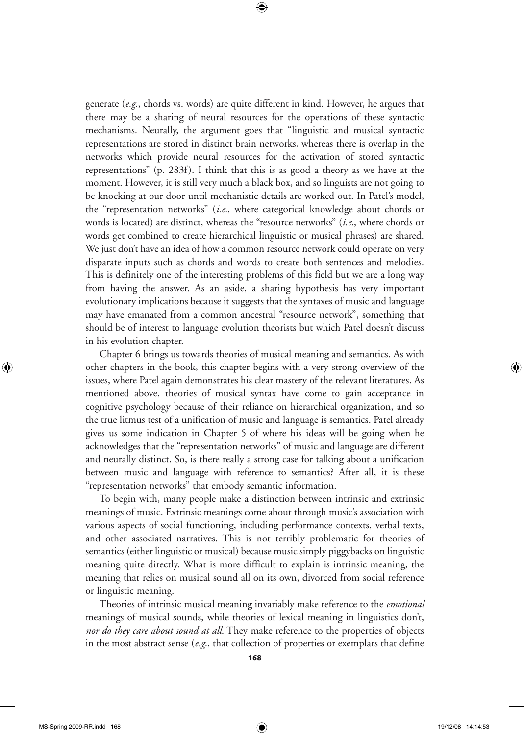generate (*e.g.*, chords vs. words) are quite different in kind. However, he argues that there may be a sharing of neural resources for the operations of these syntactic mechanisms. Neurally, the argument goes that "linguistic and musical syntactic representations are stored in distinct brain networks, whereas there is overlap in the networks which provide neural resources for the activation of stored syntactic representations" (p. 283f). I think that this is as good a theory as we have at the moment. However, it is still very much a black box, and so linguists are not going to be knocking at our door until mechanistic details are worked out. In Patel's model, the "representation networks" (*i.e.*, where categorical knowledge about chords or words is located) are distinct, whereas the "resource networks" (*i.e.*, where chords or words get combined to create hierarchical linguistic or musical phrases) are shared. We just don't have an idea of how a common resource network could operate on very disparate inputs such as chords and words to create both sentences and melodies. This is definitely one of the interesting problems of this field but we are a long way from having the answer. As an aside, a sharing hypothesis has very important evolutionary implications because it suggests that the syntaxes of music and language may have emanated from a common ancestral "resource network", something that should be of interest to language evolution theorists but which Patel doesn't discuss in his evolution chapter.

Chapter 6 brings us towards theories of musical meaning and semantics. As with other chapters in the book, this chapter begins with a very strong overview of the issues, where Patel again demonstrates his clear mastery of the relevant literatures. As mentioned above, theories of musical syntax have come to gain acceptance in cognitive psychology because of their reliance on hierarchical organization, and so the true litmus test of a unification of music and language is semantics. Patel already gives us some indication in Chapter 5 of where his ideas will be going when he acknowledges that the "representation networks" of music and language are different and neurally distinct. So, is there really a strong case for talking about a unification between music and language with reference to semantics? After all, it is these "representation networks" that embody semantic information.

To begin with, many people make a distinction between intrinsic and extrinsic meanings of music. Extrinsic meanings come about through music's association with various aspects of social functioning, including performance contexts, verbal texts, and other associated narratives. This is not terribly problematic for theories of semantics (either linguistic or musical) because music simply piggybacks on linguistic meaning quite directly. What is more difficult to explain is intrinsic meaning, the meaning that relies on musical sound all on its own, divorced from social reference or linguistic meaning.

Theories of intrinsic musical meaning invariably make reference to the *emotional* meanings of musical sounds, while theories of lexical meaning in linguistics don't, *nor do they care about sound at all*. They make reference to the properties of objects in the most abstract sense (*e.g.*, that collection of properties or exemplars that define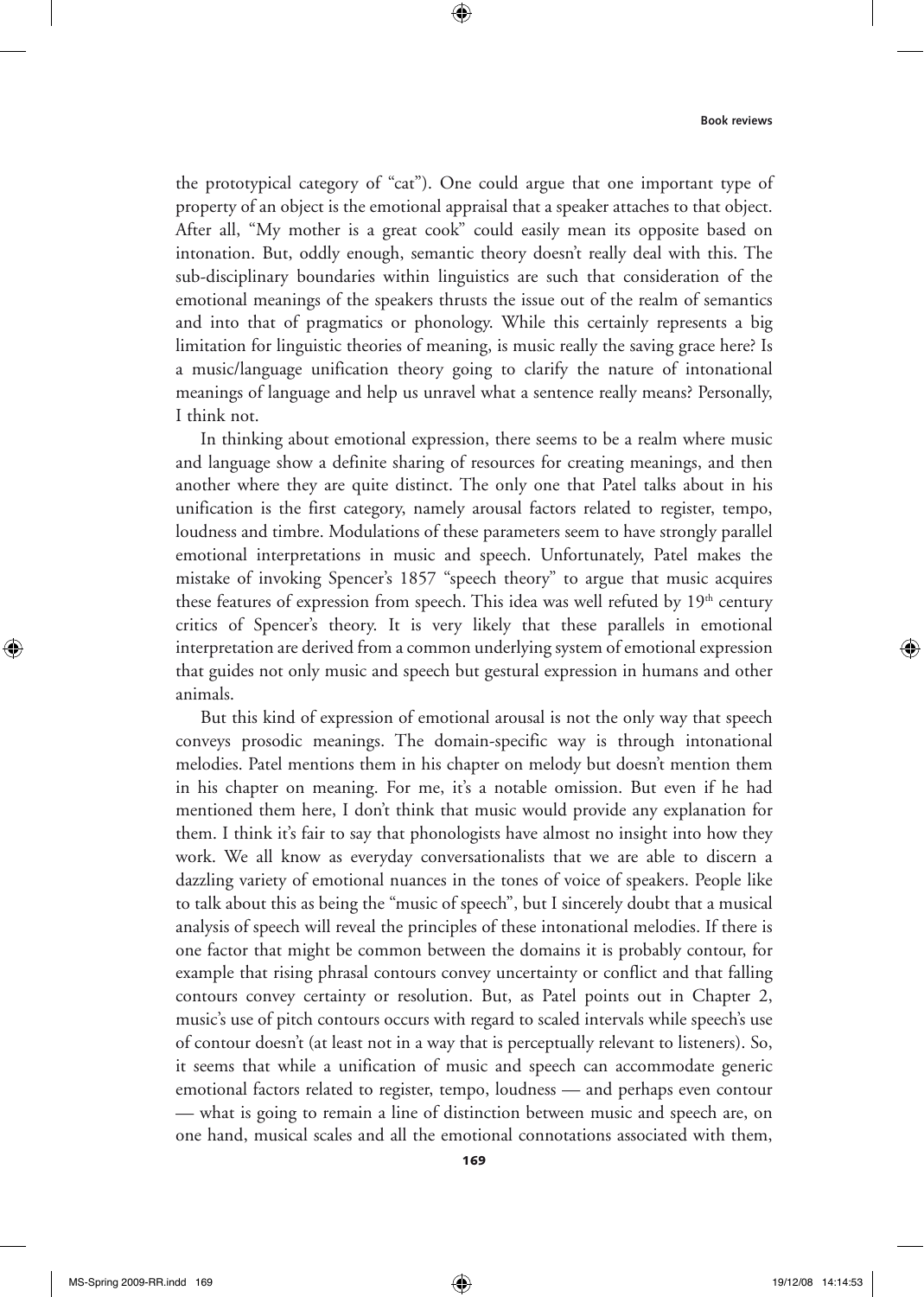the prototypical category of "cat"). One could argue that one important type of property of an object is the emotional appraisal that a speaker attaches to that object. After all, "My mother is a great cook" could easily mean its opposite based on intonation. But, oddly enough, semantic theory doesn't really deal with this. The sub-disciplinary boundaries within linguistics are such that consideration of the emotional meanings of the speakers thrusts the issue out of the realm of semantics and into that of pragmatics or phonology. While this certainly represents a big limitation for linguistic theories of meaning, is music really the saving grace here? Is a music/language unification theory going to clarify the nature of intonational meanings of language and help us unravel what a sentence really means? Personally, I think not.

In thinking about emotional expression, there seems to be a realm where music and language show a definite sharing of resources for creating meanings, and then another where they are quite distinct. The only one that Patel talks about in his unification is the first category, namely arousal factors related to register, tempo, loudness and timbre. Modulations of these parameters seem to have strongly parallel emotional interpretations in music and speech. Unfortunately, Patel makes the mistake of invoking Spencer's 1857 "speech theory" to argue that music acquires these features of expression from speech. This idea was well refuted by 19th century critics of Spencer's theory. It is very likely that these parallels in emotional interpretation are derived from a common underlying system of emotional expression that guides not only music and speech but gestural expression in humans and other animals.

But this kind of expression of emotional arousal is not the only way that speech conveys prosodic meanings. The domain-specific way is through intonational melodies. Patel mentions them in his chapter on melody but doesn't mention them in his chapter on meaning. For me, it's a notable omission. But even if he had mentioned them here, I don't think that music would provide any explanation for them. I think it's fair to say that phonologists have almost no insight into how they work. We all know as everyday conversationalists that we are able to discern a dazzling variety of emotional nuances in the tones of voice of speakers. People like to talk about this as being the "music of speech", but I sincerely doubt that a musical analysis of speech might reveal the principles of these intonational melodies. If there is one factor that might be common between the domains it is probably contour, for example that rising phrasal contours convey uncertainty or conflict and that falling contours convey certainty or resolution. But, as Patel points out in Chapter 2, music's use of pitch contours occurs with regard to scaled intervals while speech's use of contour doesn't (at least not in a way that is perceptually relevant to listeners). So, it seems that while a unification of music and speech can accommodate generic emotional factors related to register, tempo, loudness — and perhaps even contour — what is going to remain a line of distinction between music and speech are, on one hand, musical scales and all the emotional connotations associated with them,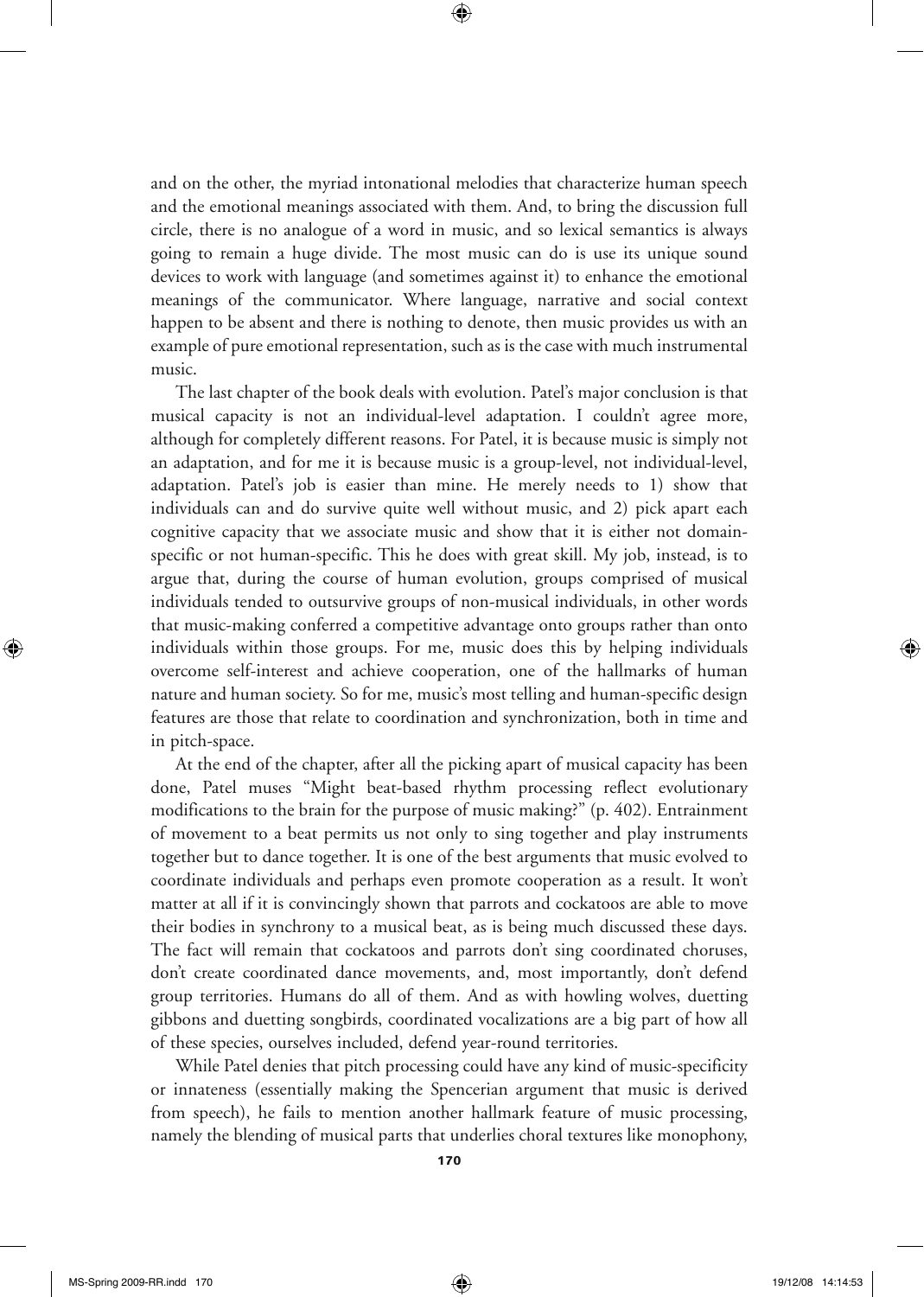and on the other, the myriad intonational melodies that characterize human speech and the emotional meanings associated with them. And, to bring the discussion full circle, there is no analogue of a word in music, and so lexical semantics is always going to remain a huge divide. The most music can do is use its unique sound devices to work with language (and sometimes against it) to enhance the emotional meanings of the communicator. Where language, narrative and social context happen to be absent and there is nothing to denote, then music provides us with an example of pure emotional representation, such as is the case with much instrumental music.

The last chapter of the book deals with evolution. Patel's major conclusion is that musical capacity is not an individual-level adaptation. I couldn't agree more, although for completely different reasons. For Patel, it is because music is simply not an adaptation, and for me it is because music is a group-level, not individual-level, adaptation. Patel's job is easier than mine. He merely needs to 1) show that individuals can and do survive quite well without music, and 2) pick apart each cognitive capacity that we associate music and show that it is either not domain-specific or not human-specific. This he does with great skill. My job, instead, is to argue that, during the course of human evolution, groups comprised of musical individuals tended to outsurvive groups of non-musical individuals, in other words that music-making conferred a competitive advantage onto groups rather than onto individuals within those groups. For me, music does this by helping individuals overcome self-interest and achieve cooperation, one of the hallmarks of human nature and human society. So for me, music's most telling and human-specific design features are those that relate to coordination and synchronization, both in time and in pitch-space.

At the end of the chapter, after all the picking apart of musical capacity has been done, Patel muses "Might beat-based rhythm processing reflect evolutionary modifications to the brain for the purpose of music making?" (p. 402). Entrainment of movement to a beat permits us not only to sing together and play instruments together but to dance together. It is one of the best arguments that music evolved to coordinate individuals and perhaps even promote cooperation as a result. It won't matter at all if it is convincingly shown that parrots and cockatoos are able to move their bodies in synchrony to a musical beat, as is being much discussed these days. The fact will remain that cockatoos and parrots don't sing coordinated choruses, don't create coordinated dance movements, and, most importantly, don't defend group territories. Humans do all of them. And as with howling wolves, duetting gibbons and duetting songbirds, coordinated vocalizations are a big part of how all of these species, ourselves included, defend year-round territories.

While Patel denies that pitch processing could have any kind of music-specificity or innateness (essentially making the Spencerian argument that music is derived from speech), he fails to mention another hallmark feature of music processing, namely the blending of musical parts that underlies choral textures like monophony,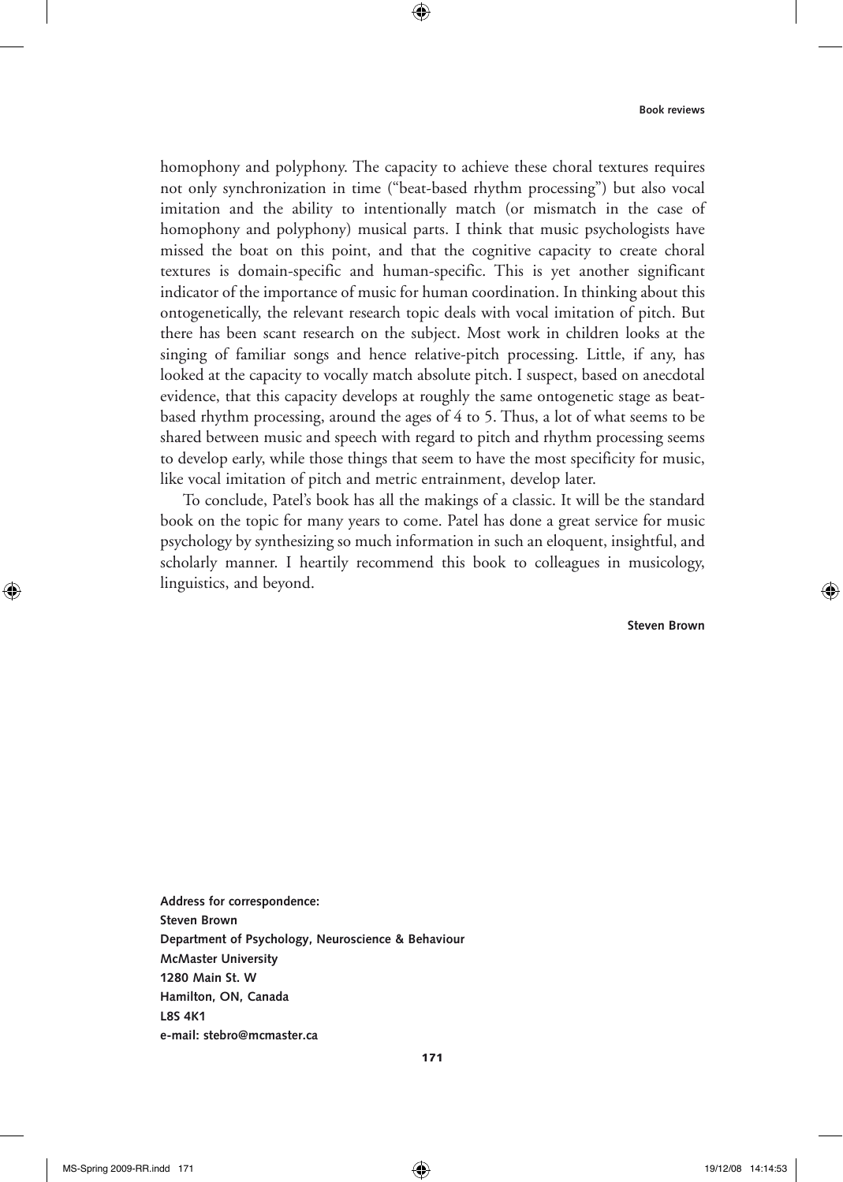homophony and polyphony. The capacity to achieve these choral textures requires not only synchronization in time ("beat-based rhythm processing") but also vocal imitation and the ability to intentionally match (or mismatch in the case of homophony and polyphony) musical parts. I think that music psychologists have missed the boat on this point, and that the cognitive capacity to create choral textures is domain-specific and human-specific. This is yet another significant indicator of the importance of music for human coordination. In thinking about this ontogenetically, the relevant research topic deals with vocal imitation of pitch. But there has been scant research on the subject. Most work in children looks at the singing of familiar songs and hence relative-pitch processing. Little, if any, has looked at the capacity to vocally match absolute pitch. I suspect, based on anecdotal evidence, that this capacity develops at roughly the same ontogenetic stage as beat-based rhythm processing, around the ages of 4 to 5. Thus, a lot of what seems to be shared between music and speech with regard to pitch and rhythm processing seems to develop early, while those things that seem to have the most specificity for music, like vocal imitation of pitch and metric entrainment, develop later.

To conclude, Patel's book has all the makings of a classic. It will be the standard book on the topic for many years to come. Patel has done a great service for music psychology by synthesizing so much information in such an eloquent, insightful, and scholarly manner. I heartily recommend this book to colleagues in musicology, linguistics, and beyond.

**Steven Brown**

**Address for correspondence:**
**Steven Brown**
**Department of Psychology, Neuroscience & Behaviour**
**McMaster University**
**1280 Main St. W**
**Hamilton, ON, Canada**
**L8S 4K1**
**e-mail: stebro@mcmaster.ca**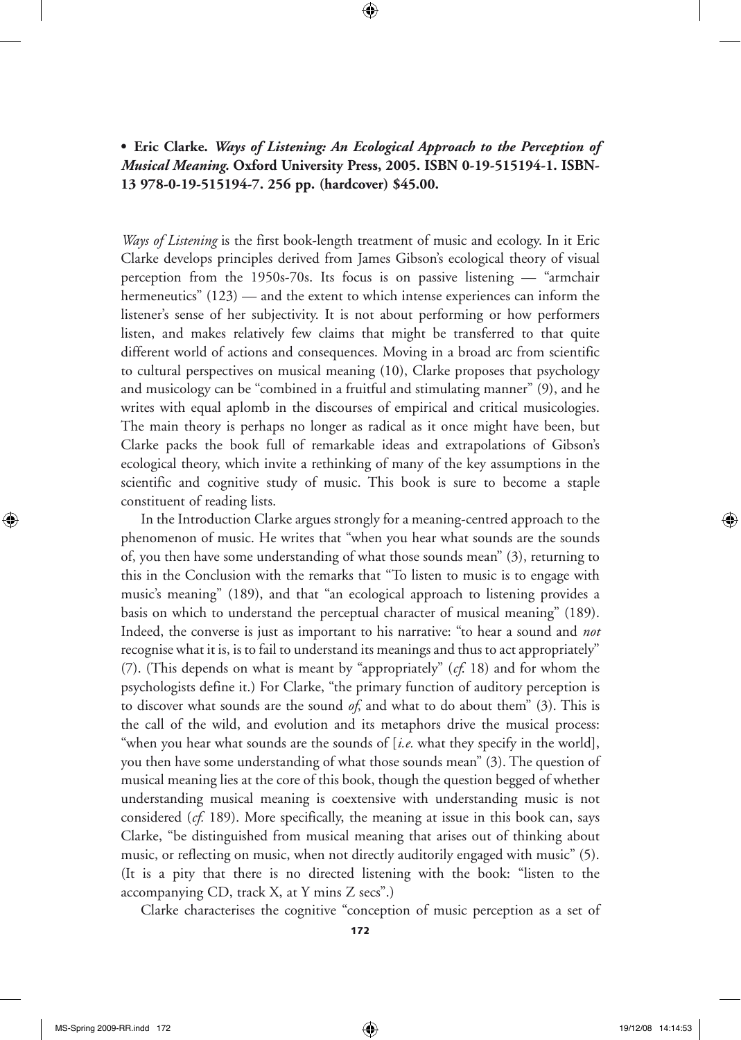• **Eric Clarke. *Ways of Listening: An Ecological Approach to the Perception of Musical Meaning.* Oxford University Press, 2005. ISBN 0-19-515194-1. ISBN-13 978-0-19-515194-7. 256 pp. (hardcover) $45.00.**

*Ways of Listening* is the first book-length treatment of music and ecology. In it Eric Clarke develops principles derived from James Gibson's ecological theory of visual perception from the 1950s-70s. Its focus is on passive listening — "armchair hermeneutics" (123) — and the extent to which intense experiences can inform the listener's sense of her subjectivity. It is not about performing or how performers listen, and makes relatively few claims that might be transferred to that quite different world of actions and consequences. Moving in a broad arc from scientific to cultural perspectives on musical meaning (10), Clarke proposes that psychology and musicology can be "combined in a fruitful and stimulating manner" (9), and he writes with equal aplomb in the discourses of empirical and critical musicologies. The main theory is perhaps no longer as radical as it once might have been, but Clarke packs the book full of remarkable ideas and extrapolations of Gibson's ecological theory, which invite a rethinking of many of the key assumptions in the scientific and cognitive study of music. This book is sure to become a staple constituent of reading lists.

In the Introduction Clarke argues strongly for a meaning-centred approach to the phenomenon of music. He writes that "when you hear what sounds are the sounds of, you then have some understanding of what those sounds mean" (3), returning to this in the Conclusion with the remarks that "To listen to music is to engage with music's meaning" (189), and that "an ecological approach to listening provides a basis on which to understand the perceptual character of musical meaning" (189). Indeed, the converse is just as important to his narrative: "to hear a sound and *not* recognise what it is, is to fail to understand its meanings and thus to act appropriately" (7). (This depends on what is meant by "appropriately" (*cf.* 18) and for whom the psychologists define it.) For Clarke, "the primary function of auditory perception is to discover what sounds are the sound *of*, and what to do about them" (3). This is the call of the wild, and evolution and its metaphors drive the musical process: "when you hear what sounds are the sounds of [*i.e.* what they specify in the world], you then have some understanding of what those sounds mean" (3). The question of musical meaning lies at the core of this book, though the question begged of whether understanding musical meaning is coextensive with understanding music is not considered (*cf.* 189). More specifically, the meaning at issue in this book can, says Clarke, "be distinguished from musical meaning that arises out of thinking about music, or reflecting on music, when not directly auditorily engaged with music" (5). (It is a pity that there is no directed listening with the book: "listen to the accompanying CD, track X, at Y mins Z secs".)

Clarke characterises the cognitive "conception of music perception as a set of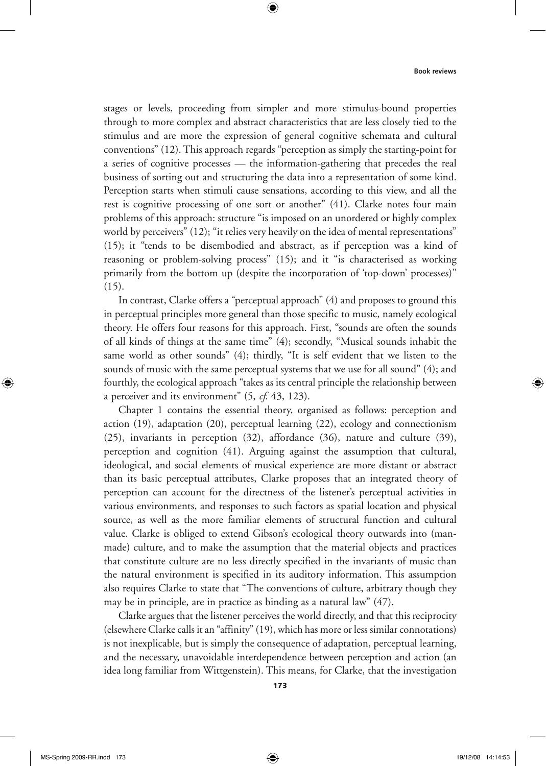stages or levels, proceeding from simpler and more stimulus-bound properties through to more complex and abstract characteristics that are less closely tied to the stimulus and are more the expression of general cognitive schemata and cultural conventions" (12). This approach regards "perception as simply the starting-point for a series of cognitive processes — the information-gathering that precedes the real business of sorting out and structuring the data into a representation of some kind. Perception starts when stimuli cause sensations, according to this view, and all the rest is cognitive processing of one sort or another" (41). Clarke notes four main problems of this approach: structure "is imposed on an unordered or highly complex world by perceivers" (12); "it relies very heavily on the idea of mental representations" (15); it "tends to be disembodied and abstract, as if perception was a kind of reasoning or problem-solving process" (15); and it "is characterised as working primarily from the bottom up (despite the incorporation of 'top-down' processes)" (15).

In contrast, Clarke offers a "perceptual approach" (4) and proposes to ground this in perceptual principles more general than those specific to music, namely ecological theory. He offers four reasons for this approach. First, "sounds are often the sounds of all kinds of things at the same time" (4); secondly, "Musical sounds inhabit the same world as other sounds" (4); thirdly, "It is self evident that we listen to the sounds of music with the same perceptual systems that we use for all sound" (4); and fourthly, the ecological approach "takes as its central principle the relationship between a perceiver and its environment" (5, *cf.* 43, 123).

Chapter 1 contains the essential theory, organised as follows: perception and action (19), adaptation (20), perceptual learning (22), ecology and connectionism (25), invariants in perception (32), affordance (36), nature and culture (39), perception and cognition (41). Arguing against the assumption that cultural, ideological, and social elements of musical experience are more distant or abstract than its basic perceptual attributes, Clarke proposes that an integrated theory of perception can account for the directness of the listener's perceptual activities in various environments, and responses to such factors as spatial location and physical source, as well as the more familiar elements of structural function and cultural value. Clarke is obliged to extend Gibson's ecological theory outwards into (man-made) culture, and to make the assumption that the material objects and practices that constitute culture are no less directly specified in the invariants of music than the natural environment is specified in its auditory information. This assumption also requires Clarke to state that "The conventions of culture, arbitrary though they may be in principle, are in practice as binding as a natural law" (47).

Clarke argues that the listener perceives the world directly, and that this reciprocity (elsewhere Clarke calls it an "affinity" (19), which has more or less similar connotations) is not inexplicable, but is simply the consequence of adaptation, perceptual learning, and the necessary, unavoidable interdependence between perception and action (an idea long familiar from Wittgenstein). This means, for Clarke, that the investigation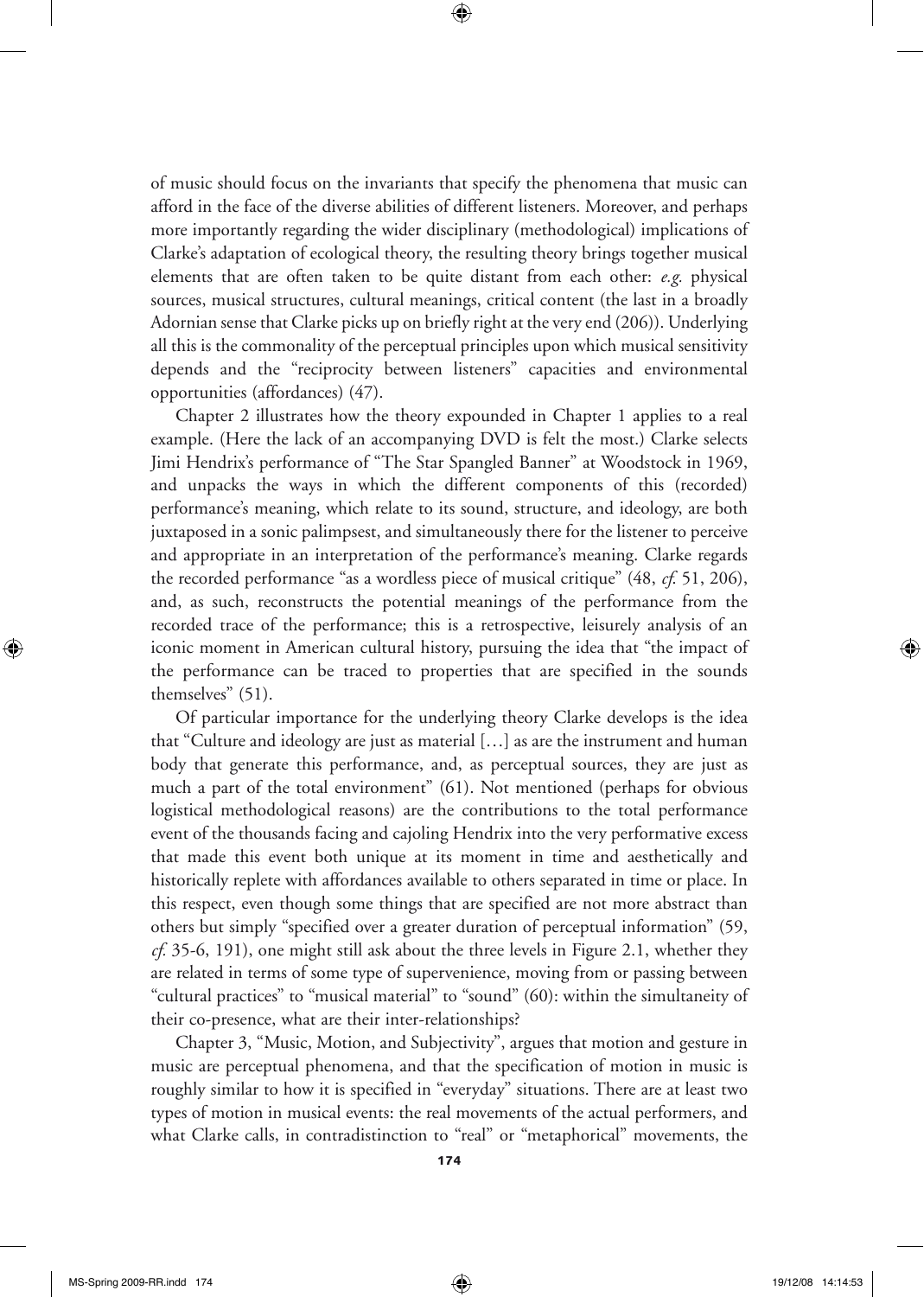of music should focus on the invariants that specify the phenomena that music can afford in the face of the diverse abilities of different listeners. Moreover, and perhaps more importantly regarding the wider disciplinary (methodological) implications of Clarke's adaptation of ecological theory, the resulting theory brings together musical elements that are often taken to be quite distant from each other: *e.g.* physical sources, musical structures, cultural meanings, critical content (the last in a broadly Adornian sense that Clarke picks up on briefly right at the very end (206)). Underlying all this is the commonality of the perceptual principles upon which musical sensitivity depends and the "reciprocity between listeners" capacities and environmental opportunities (affordances) (47).

Chapter 2 illustrates how the theory expounded in Chapter 1 applies to a real example. (Here the lack of an accompanying DVD is felt the most.) Clarke selects Jimi Hendrix's performance of "The Star Spangled Banner" at Woodstock in 1969, and unpacks the ways in which the different components of this (recorded) performance's meaning, which relate to its sound, structure, and ideology, are both juxtaposed in a sonic palimpsest, and simultaneously there for the listener to perceive and appropriate in an interpretation of the performance's meaning. Clarke regards the recorded performance "as a wordless piece of musical critique" (48, *cf.* 51, 206), and, as such, reconstructs the potential meanings of the performance from the recorded trace of the performance; this is a retrospective, leisurely analysis of an iconic moment in American cultural history, pursuing the idea that "the impact of the performance can be traced to properties that are specified in the sounds themselves" (51).

Of particular importance for the underlying theory Clarke develops is the idea that "Culture and ideology are just as material […] as are the instrument and human body that generate this performance, and, as perceptual sources, they are just as much a part of the total environment" (61). Not mentioned (perhaps for obvious logistical methodological reasons) are the contributions to the total performance event of the thousands facing and cajoling Hendrix into the very performative excess that made this event both unique at its moment in time and aesthetically and historically replete with affordances available to others separated in time or place. In this respect, even though some things that are specified are not more abstract than others but simply "specified over a greater duration of perceptual information" (59, *cf.* 35-6, 191), one might still ask about the three levels in Figure 2.1, whether they are related in terms of some type of supervenience, moving from or passing between "cultural practices" to "musical material" to "sound" (60): within the simultaneity of their co-presence, what are their inter-relationships?

Chapter 3, "Music, Motion, and Subjectivity", argues that motion and gesture in music are perceptual phenomena, and that the specification of motion in music is roughly similar to how it is specified in "everyday" situations. There are at least two types of motion in musical events: the real movements of the actual performers, and what Clarke calls, in contradistinction to "real" or "metaphorical" movements, the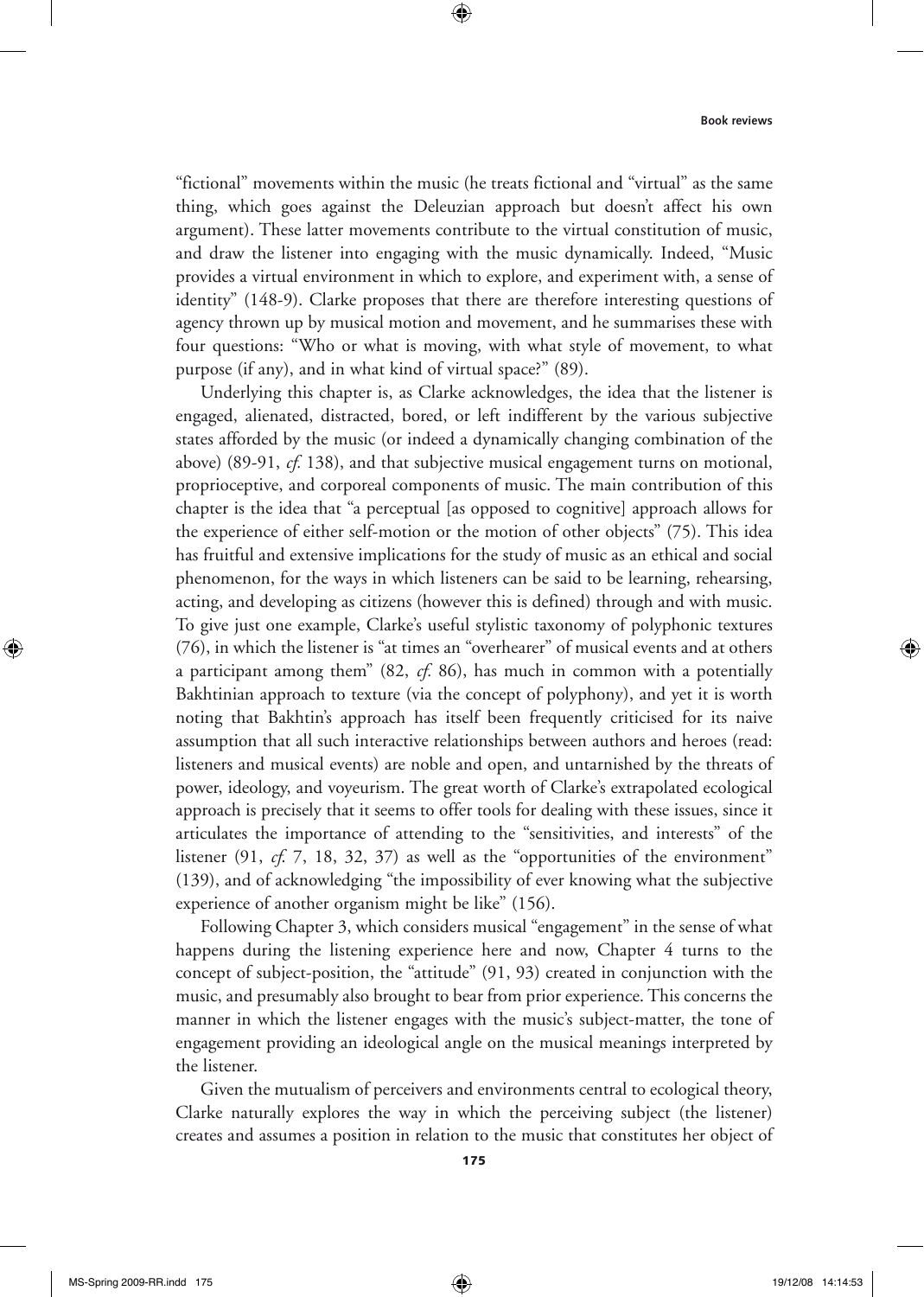"fictional" movements within the music (he treats fictional and "virtual" as the same thing, which goes against the Deleuzian approach but doesn't affect his own argument). These latter movements contribute to the virtual constitution of music, and draw the listener into engaging with the music dynamically. Indeed, "Music provides a virtual environment in which to explore, and experiment with, a sense of identity" (148-9). Clarke proposes that there are therefore interesting questions of agency thrown up by musical motion and movement, and he summarises these with four questions: "Who or what is moving, with what style of movement, to what purpose (if any), and in what kind of virtual space?" (89).

Underlying this chapter is, as Clarke acknowledges, the idea that the listener is engaged, alienated, distracted, bored, or left indifferent by the various subjective states afforded by the music (or indeed a dynamically changing combination of the above) (89-91, *cf.* 138), and that subjective musical engagement turns on motional, proprioceptive, and corporeal components of music. The main contribution of this chapter is the idea that "a perceptual [as opposed to cognitive] approach allows for the experience of either self-motion or the motion of other objects" (75). This idea has fruitful and extensive implications for the study of music as an ethical and social phenomenon, for the ways in which listeners can be said to be learning, rehearsing, acting, and developing as citizens (however this is defined) through and with music. To give just one example, Clarke's useful stylistic taxonomy of polyphonic textures (76), in which the listener is "at times an "overhearer" of musical events and at others a participant among them" (82, *cf.* 86), has much in common with a potentially Bakhtinian approach to texture (via the concept of polyphony), and yet it is worth noting that Bakhtin's approach has itself been frequently criticised for its naive assumption that all such interactive relationships between authors and heroes (read: listeners and musical events) are noble and open, and untarnished by the threats of power, ideology, and voyeurism. The great worth of Clarke's extrapolated ecological approach is precisely that it seems to offer tools for dealing with these issues, since it articulates the importance of attending to the "sensitivities, and interests" of the listener (91, *cf.* 7, 18, 32, 37) as well as the "opportunities of the environment" (139), and of acknowledging "the impossibility of ever knowing what the subjective experience of another organism might be like" (156).

Following Chapter 3, which considers musical "engagement" in the sense of what happens during the listening experience here and now, Chapter 4 turns to the concept of subject-position, the "attitude" (91, 93) created in conjunction with the music, and presumably also brought to bear from prior experience. This concerns the manner in which the listener engages with the music's subject-matter, the tone of engagement providing an ideological angle on the musical meanings interpreted by the listener.

Given the mutualism of perceivers and environments central to ecological theory, Clarke naturally explores the way in which the perceiving subject (the listener) creates and assumes a position in relation to the music that constitutes her object of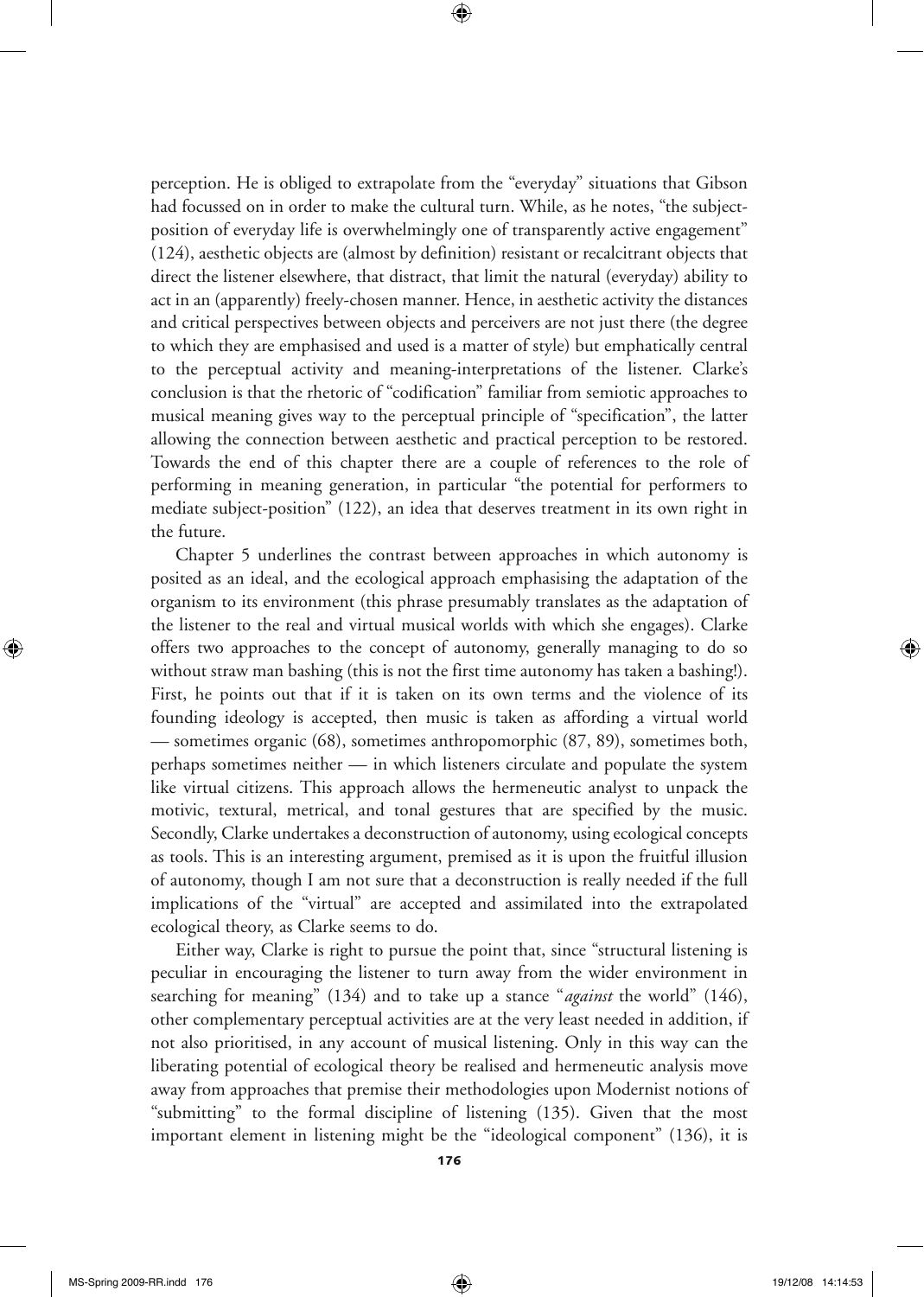perception. He is obliged to extrapolate from the "everyday" situations that Gibson had focussed on in order to make the cultural turn. While, as he notes, "the subject-position of everyday life is overwhelmingly one of transparently active engagement" (124), aesthetic objects are (almost by definition) resistant or recalcitrant objects that direct the listener elsewhere, that distract, that limit the natural (everyday) ability to act in an (apparently) freely-chosen manner. Hence, in aesthetic activity the distances and critical perspectives between objects and perceivers are not just there (the degree to which they are emphasised and used is a matter of style) but emphatically central to the perceptual activity and meaning-interpretations of the listener. Clarke's conclusion is that the rhetoric of "codification" familiar from semiotic approaches to musical meaning gives way to the perceptual principle of "specification", the latter allowing the connection between aesthetic and practical perception to be restored. Towards the end of this chapter there are a couple of references to the role of performing in meaning generation, in particular "the potential for performers to mediate subject-position" (122), an idea that deserves treatment in its own right in the future.

Chapter 5 underlines the contrast between approaches in which autonomy is posited as an ideal, and the ecological approach emphasising the adaptation of the organism to its environment (this phrase presumably translates as the adaptation of the listener to the real and virtual musical worlds with which she engages). Clarke offers two approaches to the concept of autonomy, generally managing to do so without straw man bashing (this is not the first time autonomy has taken a bashing!). First, he points out that if it is taken on its own terms and the violence of its founding ideology is accepted, then music is taken as affording a virtual world — sometimes organic (68), sometimes anthropomorphic (87, 89), sometimes both, perhaps sometimes neither — in which listeners circulate and populate the system like virtual citizens. This approach allows the hermeneutic analyst to unpack the motivic, textural, metrical, and tonal gestures that are specified by the music. Secondly, Clarke undertakes a deconstruction of autonomy, using ecological concepts as tools. This is an interesting argument, premised as it is upon the fruitful illusion of autonomy, though I am not sure that a deconstruction is really needed if the full implications of the "virtual" are accepted and assimilated into the extrapolated ecological theory, as Clarke seems to do.

Either way, Clarke is right to pursue the point that, since "structural listening is peculiar in encouraging the listener to turn away from the wider environment in searching for meaning" (134) and to take up a stance "*against* the world" (146), other complementary perceptual activities are at the very least needed in addition, if not also prioritised, in any account of musical listening. Only in this way can the liberating potential of ecological theory be realised and hermeneutic analysis move away from approaches that premise their methodologies upon Modernist notions of "submitting" to the formal discipline of listening (135). Given that the most important element in listening might be the "ideological component" (136), it is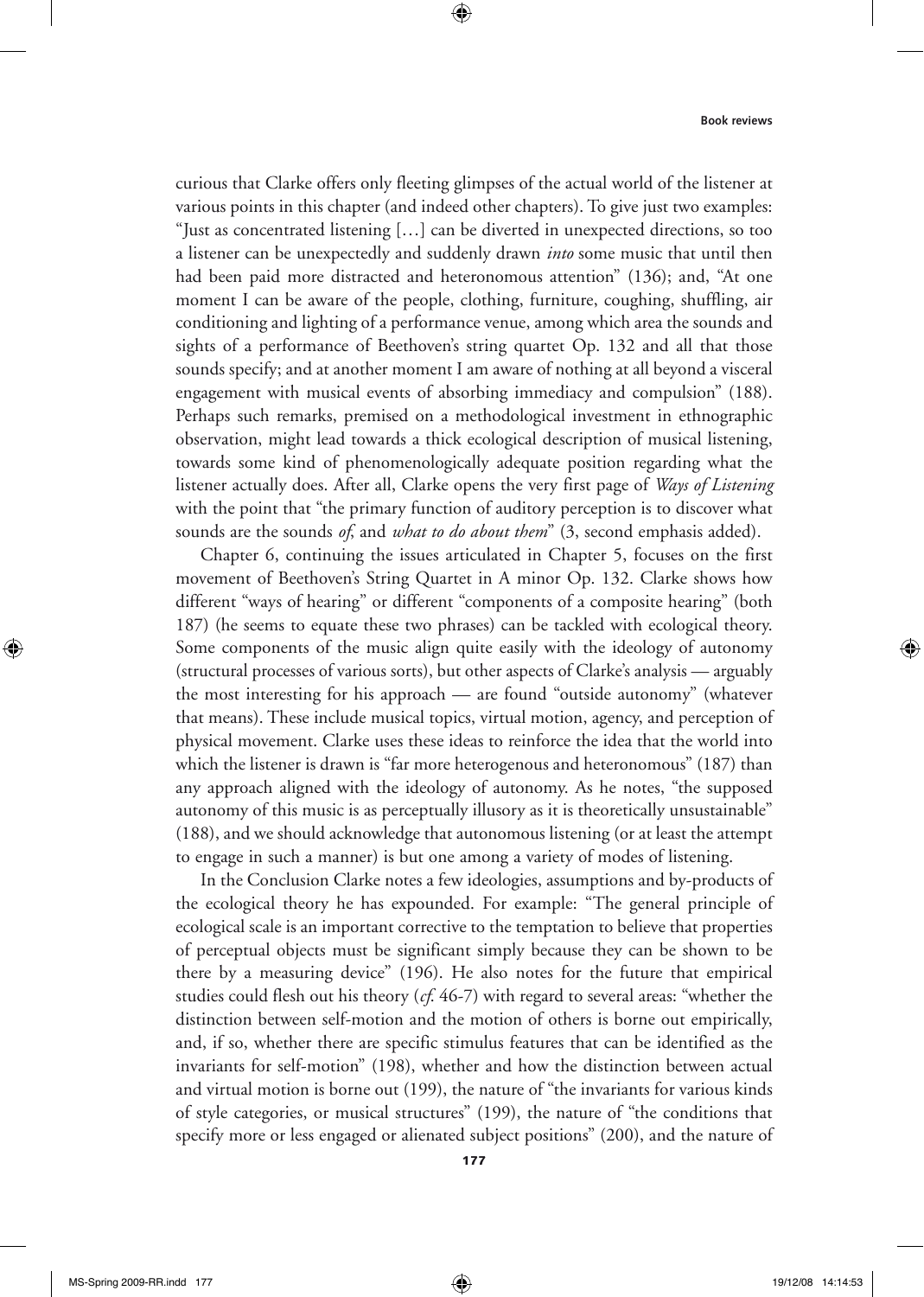curious that Clarke offers only fleeting glimpses of the actual world of the listener at various points in this chapter (and indeed other chapters). To give just two examples: "Just as concentrated listening […] can be diverted in unexpected directions, so too a listener can be unexpectedly and suddenly drawn *into* some music that until then had been paid more distracted and heteronomous attention" (136); and, "At one moment I can be aware of the people, clothing, furniture, coughing, shuffling, air conditioning and lighting of a performance venue, among which area the sounds and sights of a performance of Beethoven's string quartet Op. 132 and all that those sounds specify; and at another moment I am aware of nothing at all beyond a visceral engagement with musical events of absorbing immediacy and compulsion" (188). Perhaps such remarks, premised on a methodological investment in ethnographic observation, might lead towards a thick ecological description of musical listening, towards some kind of phenomenologically adequate position regarding what the listener actually does. After all, Clarke opens the very first page of *Ways of Listening* with the point that "the primary function of auditory perception is to discover what sounds are the sounds *of*, and *what to do about them*" (3, second emphasis added).

Chapter 6, continuing the issues articulated in Chapter 5, focuses on the first movement of Beethoven's String Quartet in A minor Op. 132. Clarke shows how different "ways of hearing" or different "components of a composite hearing" (both 187) (he seems to equate these two phrases) can be tackled with ecological theory. Some components of the music align quite easily with the ideology of autonomy (structural processes of various sorts), but other aspects of Clarke's analysis — arguably the most interesting for his approach — are found "outside autonomy" (whatever that means). These include musical topics, virtual motion, agency, and perception of physical movement. Clarke uses these ideas to reinforce the idea that the world into which the listener is drawn is "far more heterogenous and heteronomous" (187) than any approach aligned with the ideology of autonomy. As he notes, "the supposed autonomy of this music is as perceptually illusory as it is theoretically unsustainable" (188), and we should acknowledge that autonomous listening (or at least the attempt to engage in such a manner) is but one among a variety of modes of listening.

In the Conclusion Clarke notes a few ideologies, assumptions and by-products of the ecological theory he has expounded. For example: "The general principle of ecological scale is an important corrective to the temptation to believe that properties of perceptual objects must be significant simply because they can be shown to be there by a measuring device" (196). He also notes for the future that empirical studies could flesh out his theory (*cf.* 46-7) with regard to several areas: "whether the distinction between self-motion and the motion of others is borne out empirically, and, if so, whether there are specific stimulus features that can be identified as the invariants for self-motion" (198), whether and how the distinction between actual and virtual motion is borne out (199), the nature of "the invariants for various kinds of style categories, or musical structures" (199), the nature of "the conditions that specify more or less engaged or alienated subject positions" (200), and the nature of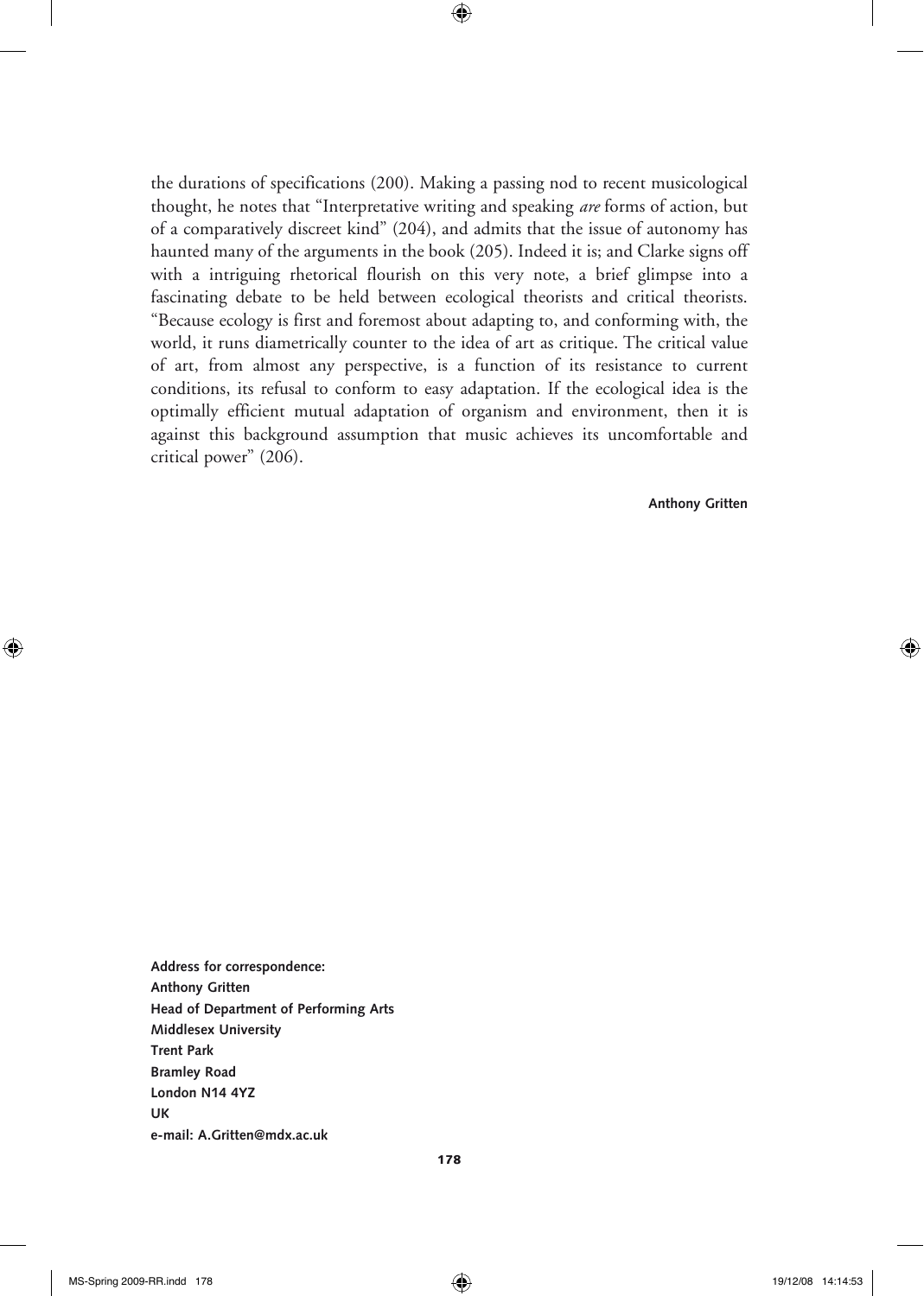the durations of specifications (200). Making a passing nod to recent musicological thought, he notes that "Interpretative writing and speaking *are* forms of action, but of a comparatively discreet kind" (204), and admits that the issue of autonomy has haunted many of the arguments in the book (205). Indeed it is; and Clarke signs off with a intriguing rhetorical flourish on this very note, a brief glimpse into a fascinating debate to be held between ecological theorists and critical theorists. "Because ecology is first and foremost about adapting to, and conforming with, the world, it runs diametrically counter to the idea of art as critique. The critical value of art, from almost any perspective, is a function of its resistance to current conditions, its refusal to conform to easy adaptation. If the ecological idea is the optimally efficient mutual adaptation of organism and environment, then it is against this background assumption that music achieves its uncomfortable and critical power" (206).

**Anthony Gritten**

**Address for correspondence:**
**Anthony Gritten**
**Head of Department of Performing Arts**
**Middlesex University**
**Trent Park**
**Bramley Road**
**London N14 4YZ**
**UK**
**e-mail: A.Gritten@mdx.ac.uk**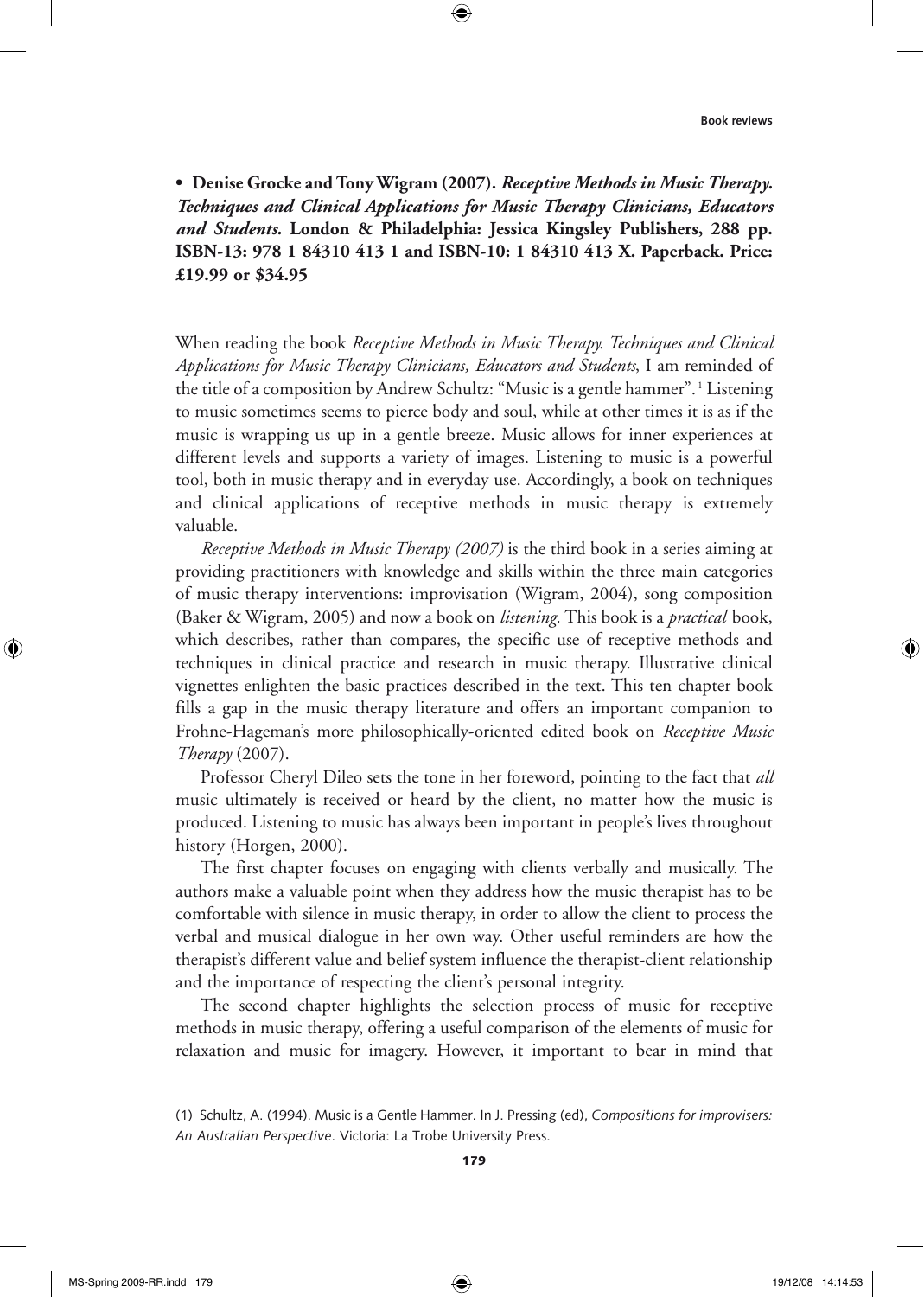- **Denise Grocke and Tony Wigram (2007).** ***Receptive Methods in Music Therapy. Techniques and Clinical Applications for Music Therapy Clinicians, Educators and Students.*** **London & Philadelphia: Jessica Kingsley Publishers, 288 pp. ISBN-13: 978 1 84310 413 1 and ISBN-10: 1 84310 413 X. Paperback. Price: £19.99 or $34.95**

When reading the book *Receptive Methods in Music Therapy. Techniques and Clinical Applications for Music Therapy Clinicians, Educators and Students*, I am reminded of the title of a composition by Andrew Schultz: "Music is a gentle hammer".[1] Listening to music sometimes seems to pierce body and soul, while at other times it is as if the music is wrapping us up in a gentle breeze. Music allows for inner experiences at different levels and supports a variety of images. Listening to music is a powerful tool, both in music therapy and in everyday use. Accordingly, a book on techniques and clinical applications of receptive methods in music therapy is extremely valuable.

*Receptive Methods in Music Therapy (2007)* is the third book in a series aiming at providing practitioners with knowledge and skills within the three main categories of music therapy interventions: improvisation (Wigram, 2004), song composition (Baker & Wigram, 2005) and now a book on *listening*. This book is a *practical* book, which describes, rather than compares, the specific use of receptive methods and techniques in clinical practice and research in music therapy. Illustrative clinical vignettes enlighten the basic practices described in the text. This ten chapter book fills a gap in the music therapy literature and offers an important companion to Frohne-Hageman's more philosophically-oriented edited book on *Receptive Music Therapy* (2007).

Professor Cheryl Dileo sets the tone in her foreword, pointing to the fact that *all* music ultimately is received or heard by the client, no matter how the music is produced. Listening to music has always been important in people's lives throughout history (Horgen, 2000).

The first chapter focuses on engaging with clients verbally and musically. The authors make a valuable point when they address how the music therapist has to be comfortable with silence in music therapy, in order to allow the client to process the verbal and musical dialogue in her own way. Other useful reminders are how the therapist's different value and belief system influence the therapist-client relationship and the importance of respecting the client's personal integrity.

The second chapter highlights the selection process of music for receptive methods in music therapy, offering a useful comparison of the elements of music for relaxation and music for imagery. However, it important to bear in mind that

(1) Schultz, A. (1994). Music is a Gentle Hammer. In J. Pressing (ed), *Compositions for improvisers: An Australian Perspective*. Victoria: La Trobe University Press.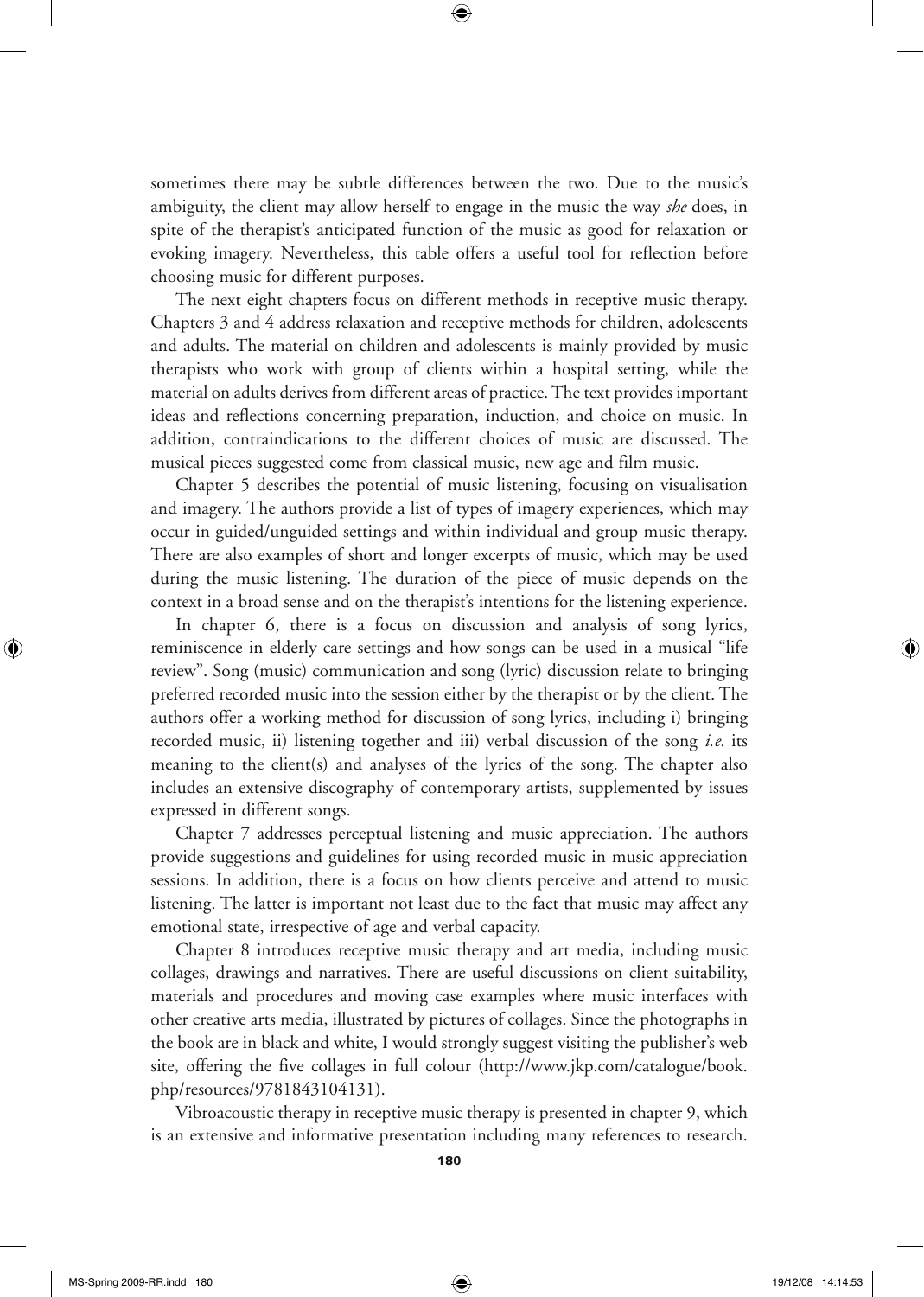sometimes there may be subtle differences between the two. Due to the music's ambiguity, the client may allow herself to engage in the music the way *she* does, in spite of the therapist's anticipated function of the music as good for relaxation or evoking imagery. Nevertheless, this table offers a useful tool for reflection before choosing music for different purposes.

The next eight chapters focus on different methods in receptive music therapy. Chapters 3 and 4 address relaxation and receptive methods for children, adolescents and adults. The material on children and adolescents is mainly provided by music therapists who work with group of clients within a hospital setting, while the material on adults derives from different areas of practice. The text provides important ideas and reflections concerning preparation, induction, and choice on music. In addition, contraindications to the different choices of music are discussed. The musical pieces suggested come from classical music, new age and film music.

Chapter 5 describes the potential of music listening, focusing on visualisation and imagery. The authors provide a list of types of imagery experiences, which may occur in guided/unguided settings and within individual and group music therapy. There are also examples of short and longer excerpts of music, which may be used during the music listening. The duration of the piece of music depends on the context in a broad sense and on the therapist's intentions for the listening experience.

In chapter 6, there is a focus on discussion and analysis of song lyrics, reminiscence in elderly care settings and how songs can be used in a musical "life review". Song (music) communication and song (lyric) discussion relate to bringing preferred recorded music into the session either by the therapist or by the client. The authors offer a working method for discussion of song lyrics, including i) bringing recorded music, ii) listening together and iii) verbal discussion of the song *i.e.* its meaning to the client(s) and analyses of the lyrics of the song. The chapter also includes an extensive discography of contemporary artists, supplemented by issues expressed in different songs.

Chapter 7 addresses perceptual listening and music appreciation. The authors provide suggestions and guidelines for using recorded music in music appreciation sessions. In addition, there is a focus on how clients perceive and attend to music listening. The latter is important not least due to the fact that music may affect any emotional state, irrespective of age and verbal capacity.

Chapter 8 introduces receptive music therapy and art media, including music collages, drawings and narratives. There are useful discussions on client suitability, materials and procedures and moving case examples where music interfaces with other creative arts media, illustrated by pictures of collages. Since the photographs in the book are in black and white, I would strongly suggest visiting the publisher's web site, offering the five collages in full colour (http://www.jkp.com/catalogue/book.php/resources/9781843104131).

Vibroacoustic therapy in receptive music therapy is presented in chapter 9, which is an extensive and informative presentation including many references to research.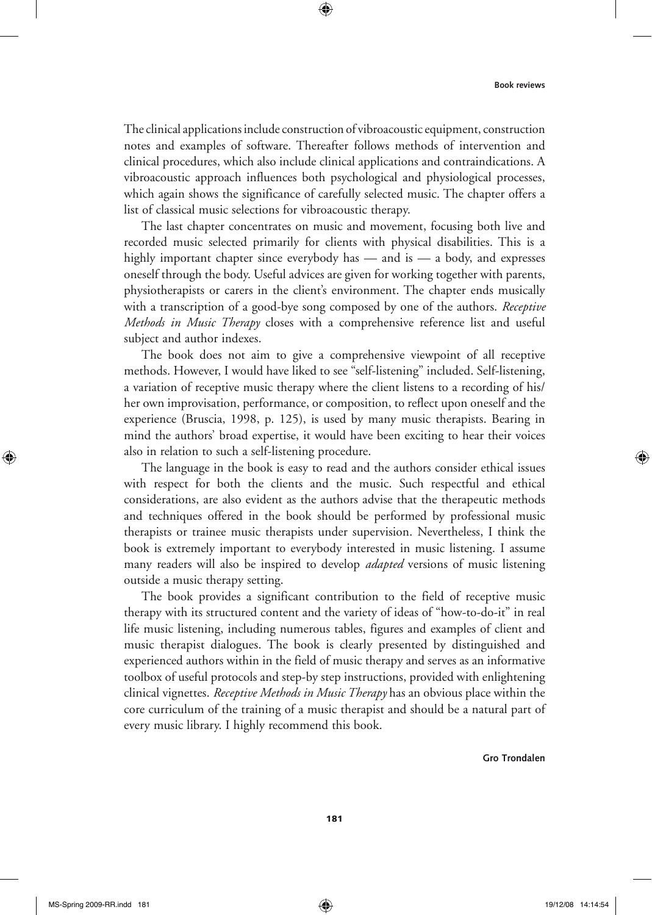The clinical applications include construction of vibroacoustic equipment, construction notes and examples of software. Thereafter follows methods of intervention and clinical procedures, which also include clinical applications and contraindications. A vibroacoustic approach influences both psychological and physiological processes, which again shows the significance of carefully selected music. The chapter offers a list of classical music selections for vibroacoustic therapy.

The last chapter concentrates on music and movement, focusing both live and recorded music selected primarily for clients with physical disabilities. This is a highly important chapter since everybody has — and is — a body, and expresses oneself through the body. Useful advices are given for working together with parents, physiotherapists or carers in the client's environment. The chapter ends musically with a transcription of a good-bye song composed by one of the authors. *Receptive Methods in Music Therapy* closes with a comprehensive reference list and useful subject and author indexes.

The book does not aim to give a comprehensive viewpoint of all receptive methods. However, I would have liked to see "self-listening" included. Self-listening, a variation of receptive music therapy where the client listens to a recording of his/her own improvisation, performance, or composition, to reflect upon oneself and the experience (Bruscia, 1998, p. 125), is used by many music therapists. Bearing in mind the authors' broad expertise, it would have been exciting to hear their voices also in relation to such a self-listening procedure.

The language in the book is easy to read and the authors consider ethical issues with respect for both the clients and the music. Such respectful and ethical considerations, are also evident as the authors advise that the therapeutic methods and techniques offered in the book should be performed by professional music therapists or trainee music therapists under supervision. Nevertheless, I think the book is extremely important to everybody interested in music listening. I assume many readers will also be inspired to develop *adapted* versions of music listening outside a music therapy setting.

The book provides a significant contribution to the field of receptive music therapy with its structured content and the variety of ideas of "how-to-do-it" in real life music listening, including numerous tables, figures and examples of client and music therapist dialogues. The book is clearly presented by distinguished and experienced authors within in the field of music therapy and serves as an informative toolbox of useful protocols and step-by step instructions, provided with enlightening clinical vignettes. *Receptive Methods in Music Therapy* has an obvious place within the core curriculum of the training of a music therapist and should be a natural part of every music library. I highly recommend this book.

**Gro Trondalen**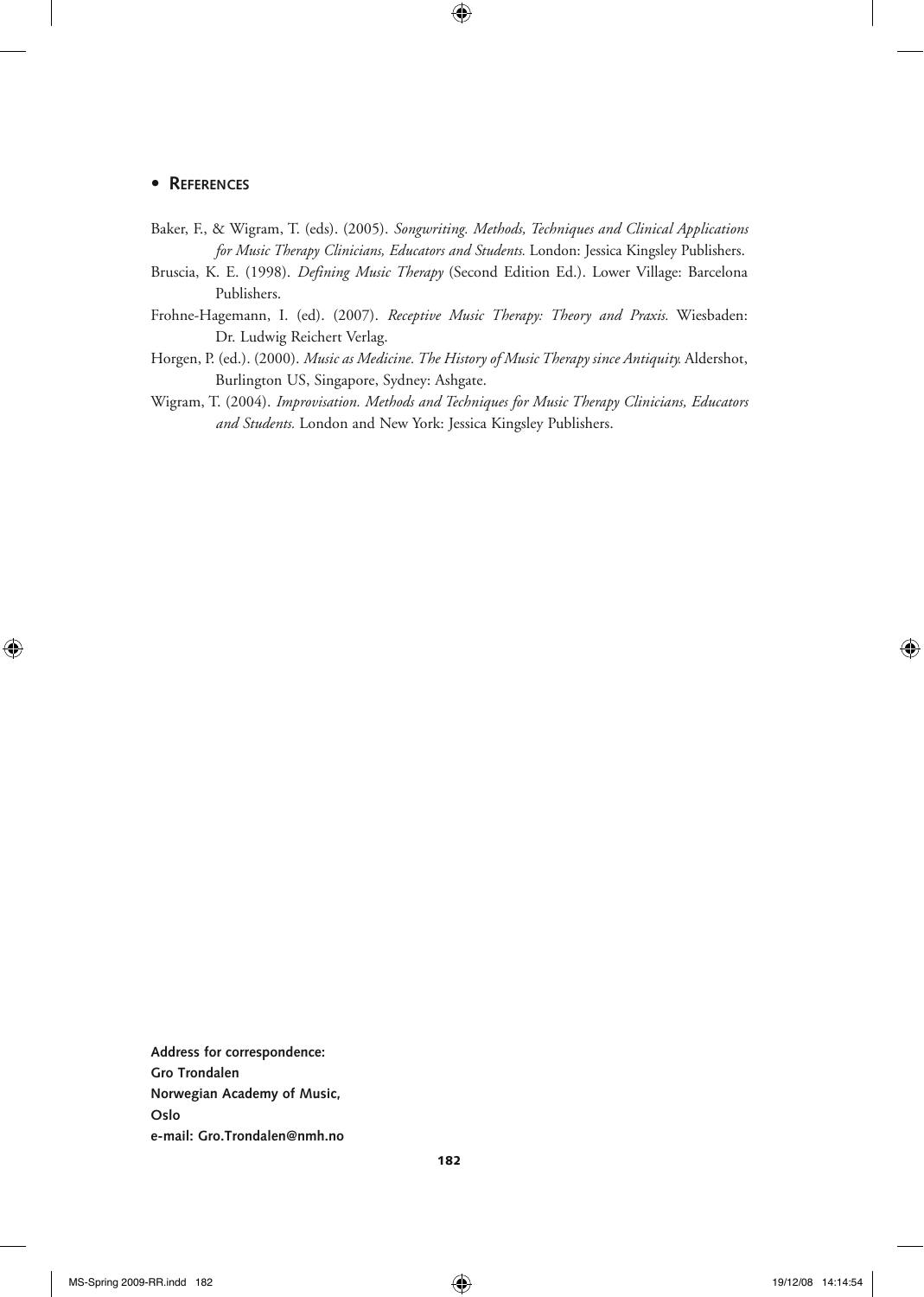## • References

Baker, F., & Wigram, T. (eds). (2005). *Songwriting. Methods, Techniques and Clinical Applications for Music Therapy Clinicians, Educators and Students.* London: Jessica Kingsley Publishers.

Bruscia, K. E. (1998). *Defining Music Therapy* (Second Edition Ed.). Lower Village: Barcelona Publishers.

Frohne-Hagemann, I. (ed). (2007). *Receptive Music Therapy: Theory and Praxis.* Wiesbaden: Dr. Ludwig Reichert Verlag.

Horgen, P. (ed.). (2000). *Music as Medicine. The History of Music Therapy since Antiquity.* Aldershot, Burlington US, Singapore, Sydney: Ashgate.

Wigram, T. (2004). *Improvisation. Methods and Techniques for Music Therapy Clinicians, Educators and Students.* London and New York: Jessica Kingsley Publishers.

**Address for correspondence:**
**Gro Trondalen**
**Norwegian Academy of Music,**
**Oslo**
**e-mail: Gro.Trondalen@nmh.no**